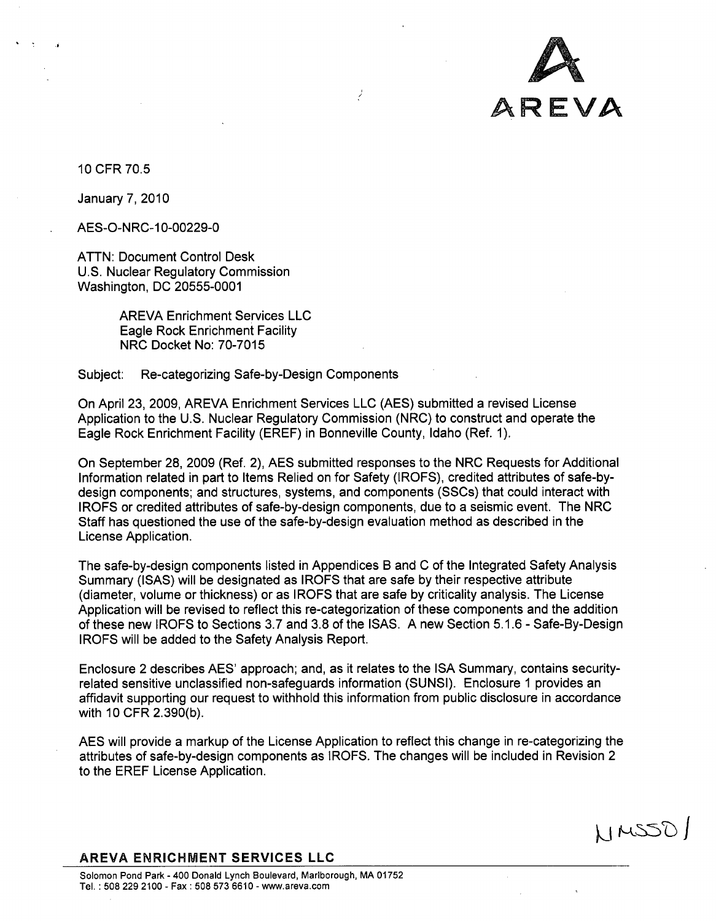AREVA

10 CFR 70.5

January 7, 2010

AES-O-NRC-10-00229-0

ATTN: Document Control Desk
U.S. Nuclear Regulatory Commission
Washington, DC 20555-0001

AREVA Enrichment Services LLC
Eagle Rock Enrichment Facility
NRC Docket No: 70-7015

Subject: Re-categorizing Safe-by-Design Components

On April 23, 2009, AREVA Enrichment Services LLC (AES) submitted a revised License Application to the U.S. Nuclear Regulatory Commission (NRC) to construct and operate the Eagle Rock Enrichment Facility (EREF) in Bonneville County, Idaho (Ref. 1).

On September 28, 2009 (Ref. 2), AES submitted responses to the NRC Requests for Additional Information related in part to Items Relied on for Safety (IROFS), credited attributes of safe-by-design components; and structures, systems, and components (SSCs) that could interact with IROFS or credited attributes of safe-by-design components, due to a seismic event. The NRC Staff has questioned the use of the safe-by-design evaluation method as described in the License Application.

The safe-by-design components listed in Appendices B and C of the Integrated Safety Analysis Summary (ISAS) will be designated as IROFS that are safe by their respective attribute (diameter, volume or thickness) or as IROFS that are safe by criticality analysis. The License Application will be revised to reflect this re-categorization of these components and the addition of these new IROFS to Sections 3.7 and 3.8 of the ISAS. A new Section 5.1.6 - Safe-By-Design IROFS will be added to the Safety Analysis Report.

Enclosure 2 describes AES' approach; and, as it relates to the ISA Summary, contains security-related sensitive unclassified non-safeguards information (SUNSI). Enclosure 1 provides an affidavit supporting our request to withhold this information from public disclosure in accordance with 10 CFR 2.390(b).

AES will provide a markup of the License Application to reflect this change in re-categorizing the attributes of safe-by-design components as IROFS. The changes will be included in Revision 2 to the EREF License Application.

NMSS01

**AREVA ENRICHMENT SERVICES LLC**

Solomon Pond Park - 400 Donald Lynch Boulevard, Marlborough, MA 01752
Tel. : 508 229 2100 - Fax : 508 573 6610 - www.areva.com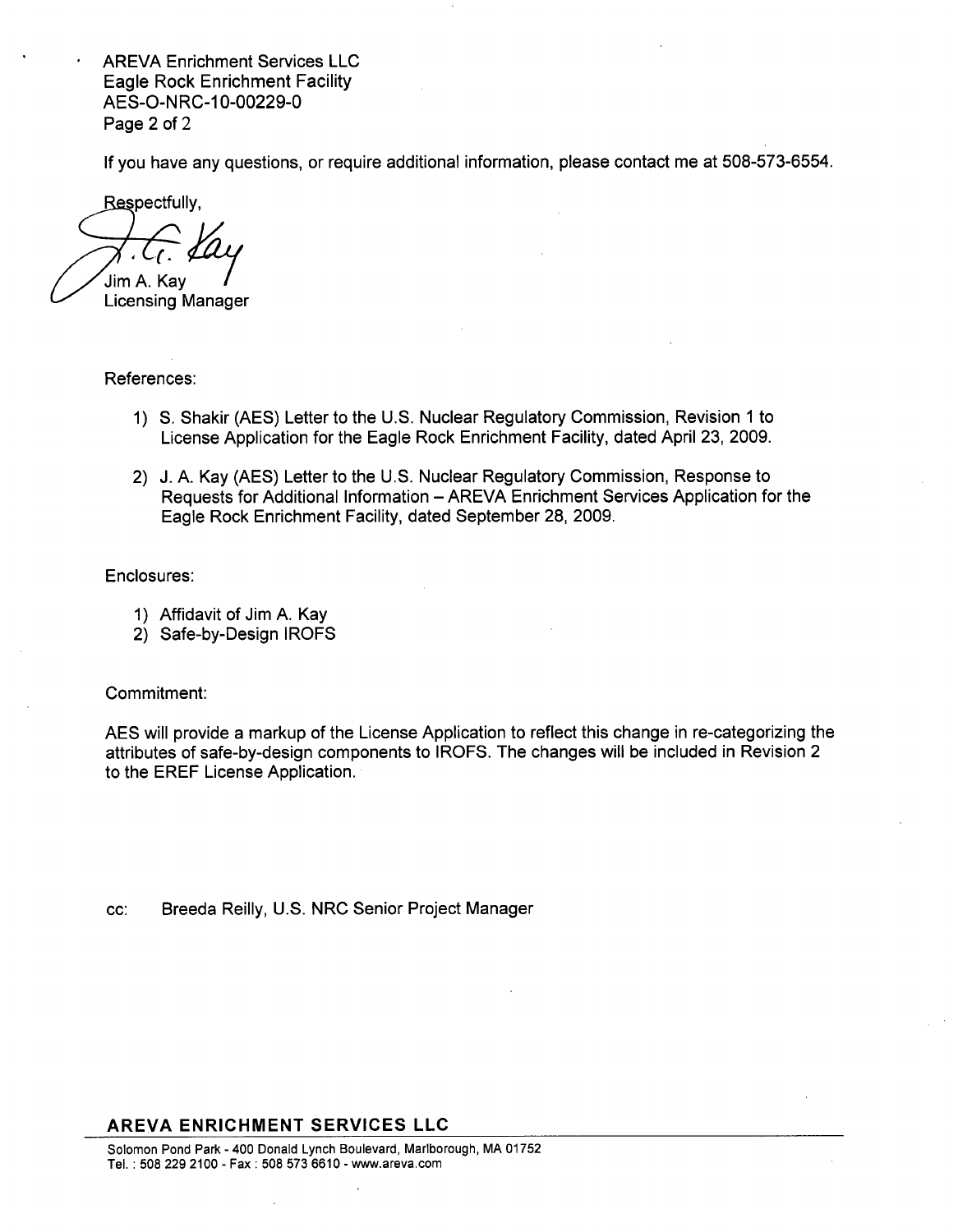If you have any questions, or require additional information, please contact me at 508-573-6554.

Respectfully,

Jim A. Kay
Licensing Manager

References:

1) S. Shakir (AES) Letter to the U.S. Nuclear Regulatory Commission, Revision 1 to License Application for the Eagle Rock Enrichment Facility, dated April 23, 2009.

2) J. A. Kay (AES) Letter to the U.S. Nuclear Regulatory Commission, Response to Requests for Additional Information – AREVA Enrichment Services Application for the Eagle Rock Enrichment Facility, dated September 28, 2009.

Enclosures:

1) Affidavit of Jim A. Kay
2) Safe-by-Design IROFS

Commitment:

AES will provide a markup of the License Application to reflect this change in re-categorizing the attributes of safe-by-design components to IROFS. The changes will be included in Revision 2 to the EREF License Application.

cc: Breeda Reilly, U.S. NRC Senior Project Manager

**AREVA ENRICHMENT SERVICES LLC**

Solomon Pond Park - 400 Donald Lynch Boulevard, Marlborough, MA 01752
Tel. : 508 229 2100 - Fax : 508 573 6610 - www.areva.com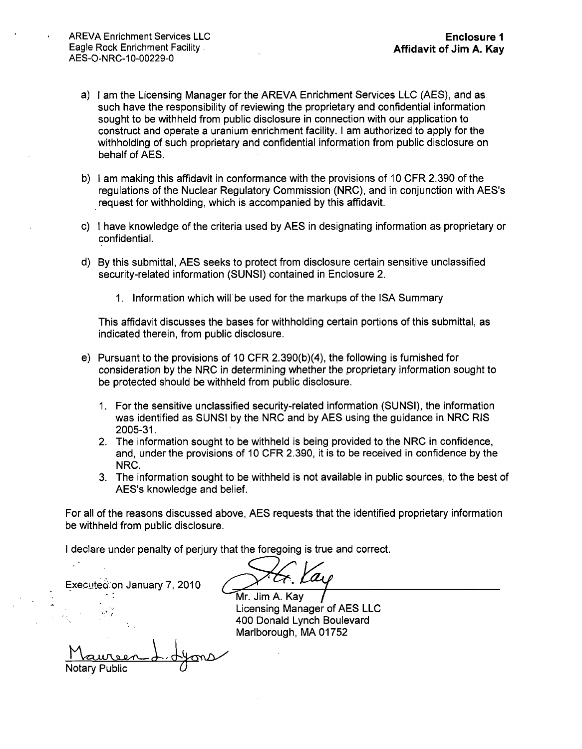AREVA Enrichment Services LLC
Eagle Rock Enrichment Facility
AES-O-NRC-10-00229-0

**Enclosure 1**
**Affidavit of Jim A. Kay**

a) I am the Licensing Manager for the AREVA Enrichment Services LLC (AES), and as such have the responsibility of reviewing the proprietary and confidential information sought to be withheld from public disclosure in connection with our application to construct and operate a uranium enrichment facility. I am authorized to apply for the withholding of such proprietary and confidential information from public disclosure on behalf of AES.

b) I am making this affidavit in conformance with the provisions of 10 CFR 2.390 of the regulations of the Nuclear Regulatory Commission (NRC), and in conjunction with AES's request for withholding, which is accompanied by this affidavit.

c) I have knowledge of the criteria used by AES in designating information as proprietary or confidential.

d) By this submittal, AES seeks to protect from disclosure certain sensitive unclassified security-related information (SUNSI) contained in Enclosure 2.

   1. Information which will be used for the markups of the ISA Summary

   This affidavit discusses the bases for withholding certain portions of this submittal, as indicated therein, from public disclosure.

e) Pursuant to the provisions of 10 CFR 2.390(b)(4), the following is furnished for consideration by the NRC in determining whether the proprietary information sought to be protected should be withheld from public disclosure.

   1. For the sensitive unclassified security-related information (SUNSI), the information was identified as SUNSI by the NRC and by AES using the guidance in NRC RIS 2005-31.
   2. The information sought to be withheld is being provided to the NRC in confidence, and, under the provisions of 10 CFR 2.390, it is to be received in confidence by the NRC.
   3. The information sought to be withheld is not available in public sources, to the best of AES's knowledge and belief.

For all of the reasons discussed above, AES requests that the identified proprietary information be withheld from public disclosure.

I declare under penalty of perjury that the foregoing is true and correct.

Executed on January 7, 2010

Mr. Jim A. Kay
Licensing Manager of AES LLC
400 Donald Lynch Boulevard
Marlborough, MA 01752

Maureen L. Lyons
Notary Public